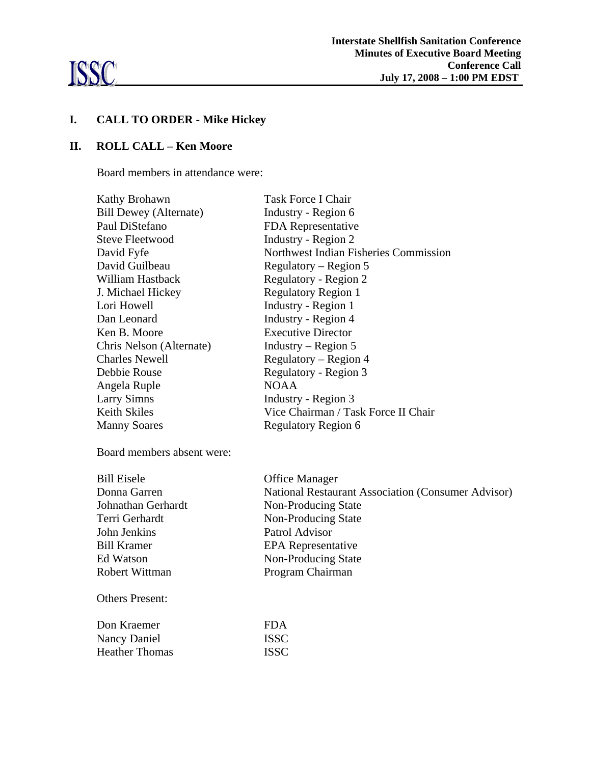ISSC

**Interstate Shellfish Sanitation Conference**
**Minutes of Executive Board Meeting**
**Conference Call**
**July 17, 2008 – 1:00 PM EDST**

## I. CALL TO ORDER - Mike Hickey

## II. ROLL CALL – Ken Moore

Board members in attendance were:

| | |
|---|---|
| Kathy Brohawn | Task Force I Chair |
| Bill Dewey (Alternate) | Industry - Region 6 |
| Paul DiStefano | FDA Representative |
| Steve Fleetwood | Industry - Region 2 |
| David Fyfe | Northwest Indian Fisheries Commission |
| David Guilbeau | Regulatory – Region 5 |
| William Hastback | Regulatory - Region 2 |
| J. Michael Hickey | Regulatory Region 1 |
| Lori Howell | Industry - Region 1 |
| Dan Leonard | Industry - Region 4 |
| Ken B. Moore | Executive Director |
| Chris Nelson (Alternate) | Industry – Region 5 |
| Charles Newell | Regulatory – Region 4 |
| Debbie Rouse | Regulatory - Region 3 |
| Angela Ruple | NOAA |
| Larry Simns | Industry - Region 3 |
| Keith Skiles | Vice Chairman / Task Force II Chair |
| Manny Soares | Regulatory Region 6 |

Board members absent were:

| | |
|---|---|
| Bill Eisele | Office Manager |
| Donna Garren | National Restaurant Association (Consumer Advisor) |
| Johnathan Gerhardt | Non-Producing State |
| Terri Gerhardt | Non-Producing State |
| John Jenkins | Patrol Advisor |
| Bill Kramer | EPA Representative |
| Ed Watson | Non-Producing State |
| Robert Wittman | Program Chairman |

Others Present:

| | |
|---|---|
| Don Kraemer | FDA |
| Nancy Daniel | ISSC |
| Heather Thomas | ISSC |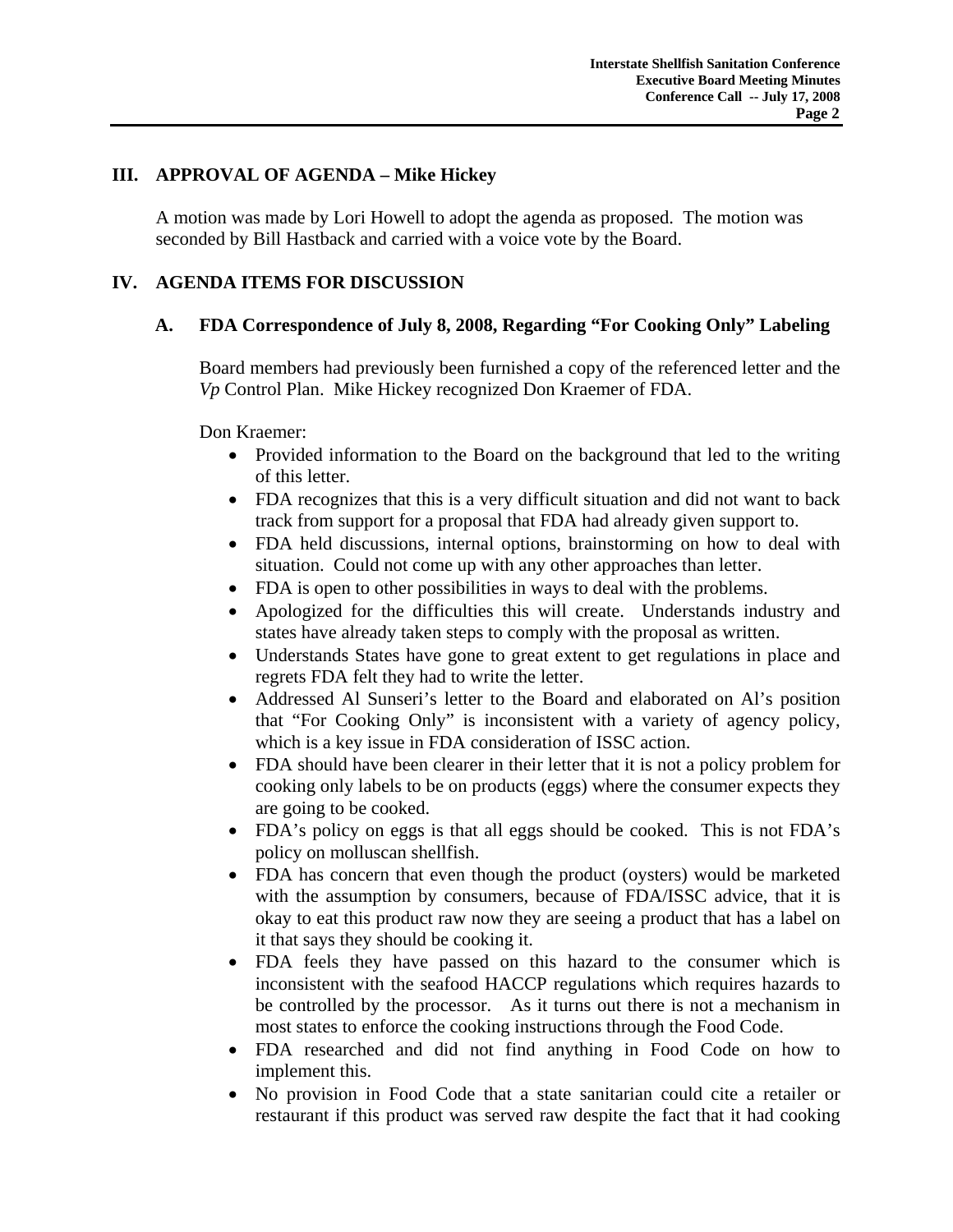## III. APPROVAL OF AGENDA – Mike Hickey

A motion was made by Lori Howell to adopt the agenda as proposed. The motion was seconded by Bill Hastback and carried with a voice vote by the Board.

## IV. AGENDA ITEMS FOR DISCUSSION

### A. FDA Correspondence of July 8, 2008, Regarding "For Cooking Only" Labeling

Board members had previously been furnished a copy of the referenced letter and the *Vp* Control Plan. Mike Hickey recognized Don Kraemer of FDA.

Don Kraemer:

- Provided information to the Board on the background that led to the writing of this letter.
- FDA recognizes that this is a very difficult situation and did not want to back track from support for a proposal that FDA had already given support to.
- FDA held discussions, internal options, brainstorming on how to deal with situation. Could not come up with any other approaches than letter.
- FDA is open to other possibilities in ways to deal with the problems.
- Apologized for the difficulties this will create. Understands industry and states have already taken steps to comply with the proposal as written.
- Understands States have gone to great extent to get regulations in place and regrets FDA felt they had to write the letter.
- Addressed Al Sunseri's letter to the Board and elaborated on Al's position that "For Cooking Only" is inconsistent with a variety of agency policy, which is a key issue in FDA consideration of ISSC action.
- FDA should have been clearer in their letter that it is not a policy problem for cooking only labels to be on products (eggs) where the consumer expects they are going to be cooked.
- FDA's policy on eggs is that all eggs should be cooked. This is not FDA's policy on molluscan shellfish.
- FDA has concern that even though the product (oysters) would be marketed with the assumption by consumers, because of FDA/ISSC advice, that it is okay to eat this product raw now they are seeing a product that has a label on it that says they should be cooking it.
- FDA feels they have passed on this hazard to the consumer which is inconsistent with the seafood HACCP regulations which requires hazards to be controlled by the processor. As it turns out there is not a mechanism in most states to enforce the cooking instructions through the Food Code.
- FDA researched and did not find anything in Food Code on how to implement this.
- No provision in Food Code that a state sanitarian could cite a retailer or restaurant if this product was served raw despite the fact that it had cooking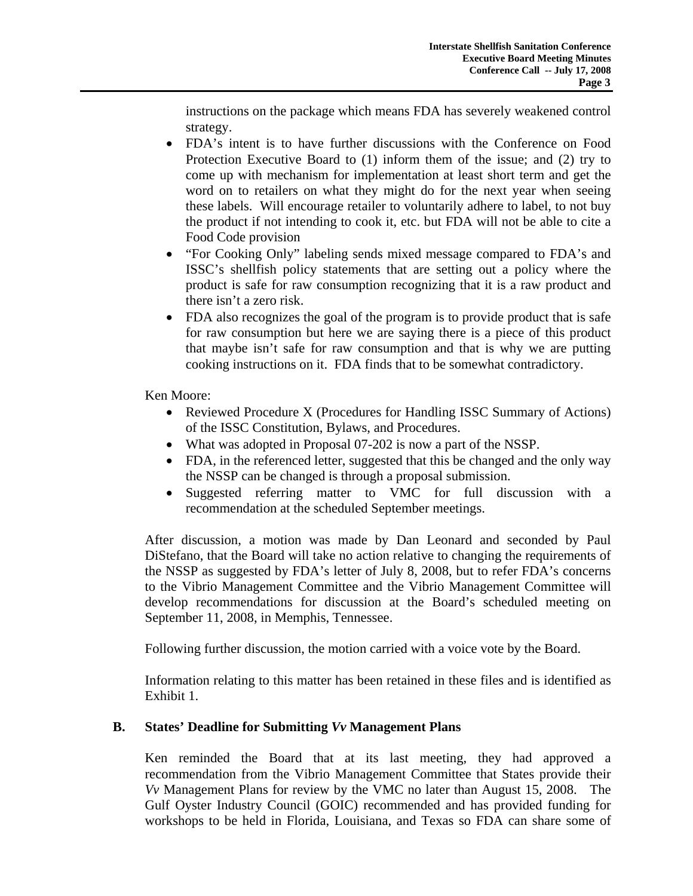instructions on the package which means FDA has severely weakened control strategy.

- FDA's intent is to have further discussions with the Conference on Food Protection Executive Board to (1) inform them of the issue; and (2) try to come up with mechanism for implementation at least short term and get the word on to retailers on what they might do for the next year when seeing these labels. Will encourage retailer to voluntarily adhere to label, to not buy the product if not intending to cook it, etc. but FDA will not be able to cite a Food Code provision
- "For Cooking Only" labeling sends mixed message compared to FDA's and ISSC's shellfish policy statements that are setting out a policy where the product is safe for raw consumption recognizing that it is a raw product and there isn't a zero risk.
- FDA also recognizes the goal of the program is to provide product that is safe for raw consumption but here we are saying there is a piece of this product that maybe isn't safe for raw consumption and that is why we are putting cooking instructions on it. FDA finds that to be somewhat contradictory.

Ken Moore:

- Reviewed Procedure X (Procedures for Handling ISSC Summary of Actions) of the ISSC Constitution, Bylaws, and Procedures.
- What was adopted in Proposal 07-202 is now a part of the NSSP.
- FDA, in the referenced letter, suggested that this be changed and the only way the NSSP can be changed is through a proposal submission.
- Suggested referring matter to VMC for full discussion with a recommendation at the scheduled September meetings.

After discussion, a motion was made by Dan Leonard and seconded by Paul DiStefano, that the Board will take no action relative to changing the requirements of the NSSP as suggested by FDA's letter of July 8, 2008, but to refer FDA's concerns to the Vibrio Management Committee and the Vibrio Management Committee will develop recommendations for discussion at the Board's scheduled meeting on September 11, 2008, in Memphis, Tennessee.

Following further discussion, the motion carried with a voice vote by the Board.

Information relating to this matter has been retained in these files and is identified as Exhibit 1.

### B. States' Deadline for Submitting *Vv* Management Plans

Ken reminded the Board that at its last meeting, they had approved a recommendation from the Vibrio Management Committee that States provide their *Vv* Management Plans for review by the VMC no later than August 15, 2008. The Gulf Oyster Industry Council (GOIC) recommended and has provided funding for workshops to be held in Florida, Louisiana, and Texas so FDA can share some of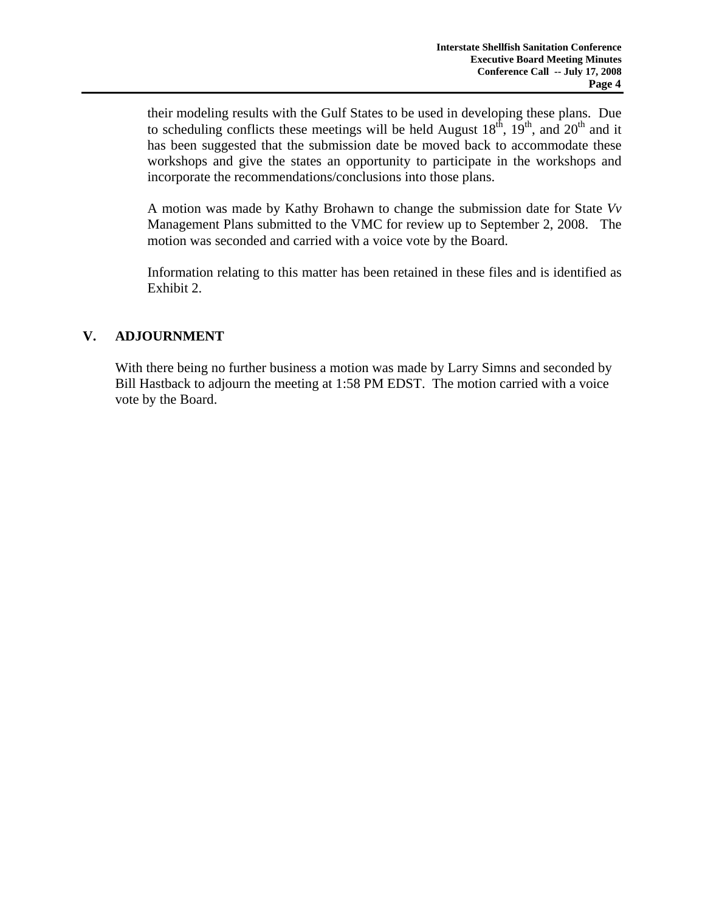their modeling results with the Gulf States to be used in developing these plans. Due to scheduling conflicts these meetings will be held August 18th, 19th, and 20th and it has been suggested that the submission date be moved back to accommodate these workshops and give the states an opportunity to participate in the workshops and incorporate the recommendations/conclusions into those plans.

A motion was made by Kathy Brohawn to change the submission date for State *Vv* Management Plans submitted to the VMC for review up to September 2, 2008. The motion was seconded and carried with a voice vote by the Board.

Information relating to this matter has been retained in these files and is identified as Exhibit 2.

## V. ADJOURNMENT

With there being no further business a motion was made by Larry Simns and seconded by Bill Hastback to adjourn the meeting at 1:58 PM EDST. The motion carried with a voice vote by the Board.